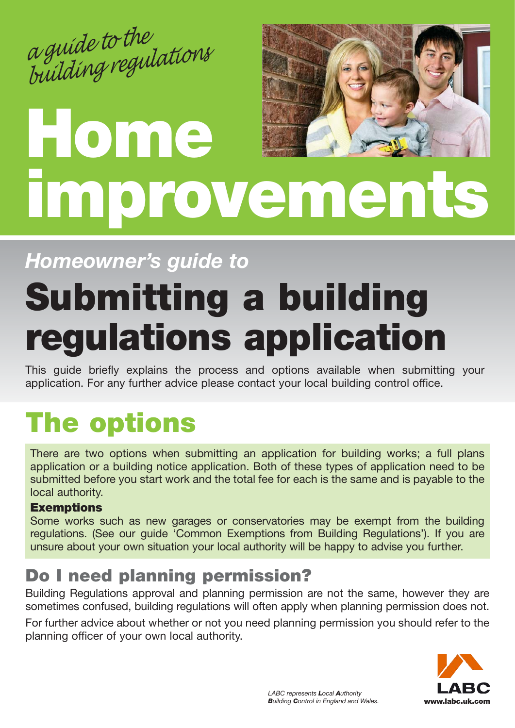*a guide to the building regulations*

# Home improvements

*Homeowner's guide to*

# Submitting a building regulations application

This guide briefly explains the process and options available when submitting your application. For any further advice please contact your local building control office.

## The options

There are two options when submitting an application for building works; a full plans application or a building notice application. Both of these types of application need to be submitted before you start work and the total fee for each is the same and is payable to the local authority.

**Exemptions**

Some works such as new garages or conservatories may be exempt from the building regulations. (See our guide 'Common Exemptions from Building Regulations'). If you are unsure about your own situation your local authority will be happy to advise you further.

### Do I need planning permission?

Building Regulations approval and planning permission are not the same, however they are sometimes confused, building regulations will often apply when planning permission does not.

For further advice about whether or not you need planning permission you should refer to the planning officer of your own local authority.

*LABC represents **L**ocal **A**uthority **B**uilding **C**ontrol in England and Wales.*

LABC
www.labc.uk.com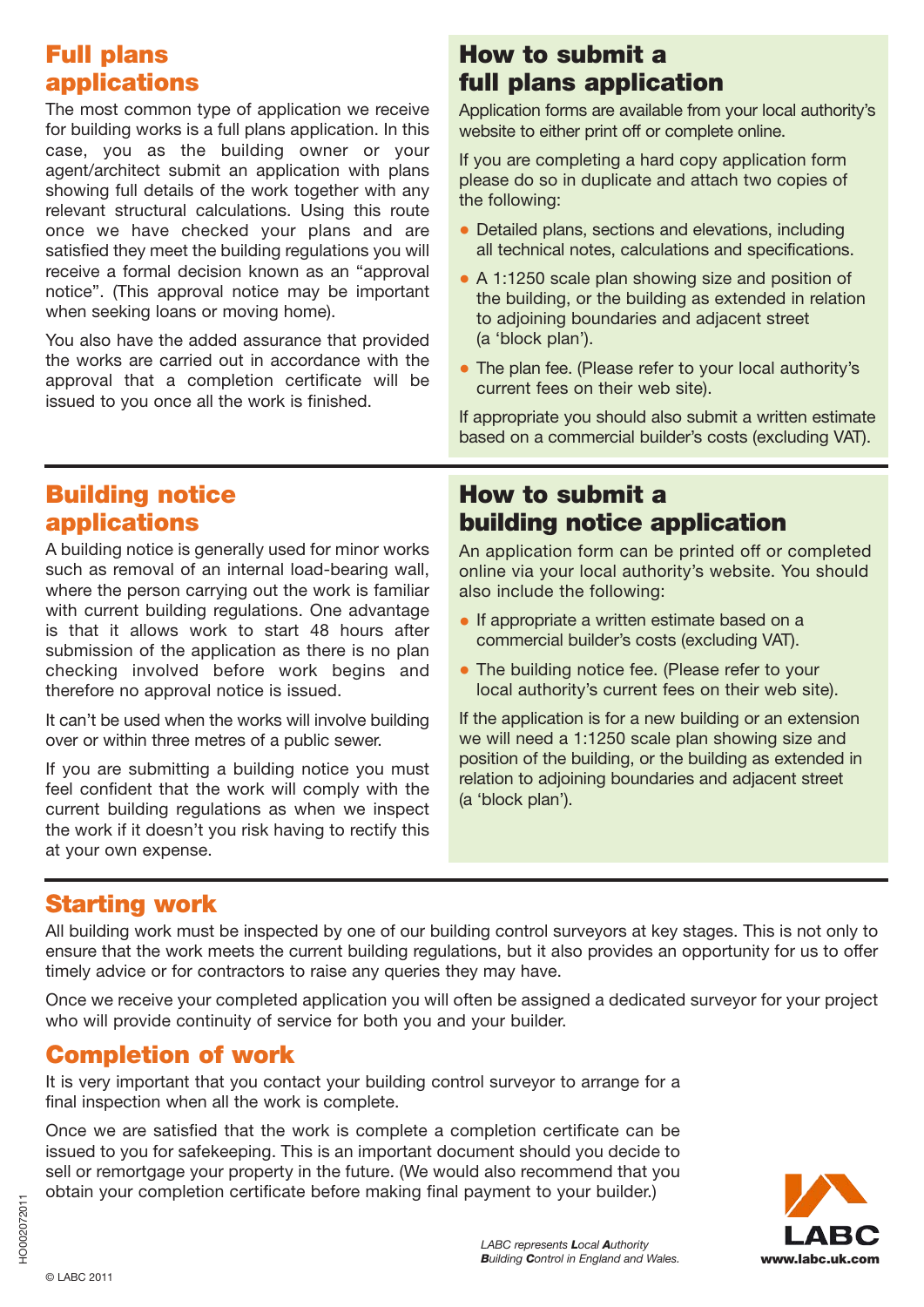## Full plans applications

The most common type of application we receive for building works is a full plans application. In this case, you as the building owner or your agent/architect submit an application with plans showing full details of the work together with any relevant structural calculations. Using this route once we have checked your plans and are satisfied they meet the building regulations you will receive a formal decision known as an "approval notice". (This approval notice may be important when seeking loans or moving home).

You also have the added assurance that provided the works are carried out in accordance with the approval that a completion certificate will be issued to you once all the work is finished.

## How to submit a full plans application

Application forms are available from your local authority's website to either print off or complete online.

If you are completing a hard copy application form please do so in duplicate and attach two copies of the following:

- Detailed plans, sections and elevations, including all technical notes, calculations and specifications.
- A 1:1250 scale plan showing size and position of the building, or the building as extended in relation to adjoining boundaries and adjacent street (a 'block plan').
- The plan fee. (Please refer to your local authority's current fees on their web site).

If appropriate you should also submit a written estimate based on a commercial builder's costs (excluding VAT).

## Building notice applications

A building notice is generally used for minor works such as removal of an internal load-bearing wall, where the person carrying out the work is familiar with current building regulations. One advantage is that it allows work to start 48 hours after submission of the application as there is no plan checking involved before work begins and therefore no approval notice is issued.

It can't be used when the works will involve building over or within three metres of a public sewer.

If you are submitting a building notice you must feel confident that the work will comply with the current building regulations as when we inspect the work if it doesn't you risk having to rectify this at your own expense.

## How to submit a building notice application

An application form can be printed off or completed online via your local authority's website. You should also include the following:

- If appropriate a written estimate based on a commercial builder's costs (excluding VAT).
- The building notice fee. (Please refer to your local authority's current fees on their web site).

If the application is for a new building or an extension we will need a 1:1250 scale plan showing size and position of the building, or the building as extended in relation to adjoining boundaries and adjacent street (a 'block plan').

## Starting work

All building work must be inspected by one of our building control surveyors at key stages. This is not only to ensure that the work meets the current building regulations, but it also provides an opportunity for us to offer timely advice or for contractors to raise any queries they may have.

Once we receive your completed application you will often be assigned a dedicated surveyor for your project who will provide continuity of service for both you and your builder.

## Completion of work

It is very important that you contact your building control surveyor to arrange for a final inspection when all the work is complete.

Once we are satisfied that the work is complete a completion certificate can be issued to you for safekeeping. This is an important document should you decide to sell or remortgage your property in the future. (We would also recommend that you obtain your completion certificate before making final payment to your builder.)

*LABC represents **L**ocal **A**uthority **B**uilding **C**ontrol in England and Wales.*

LABC
**www.labc.uk.com**

HO0020720​11

© LABC 2011